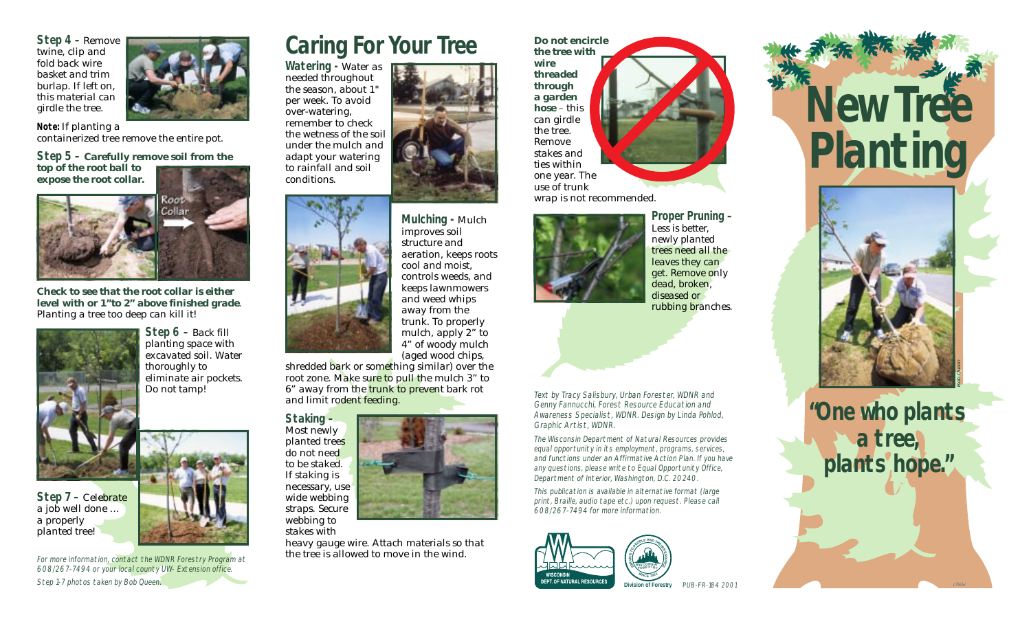**Step 4 –** Remove twine, clip and fold back wire basket and trim burlap. If left on, this material can girdle the tree.

**Note:** If planting a containerized tree remove the entire pot.

**Step 5 – Carefully remove soil from the top of the root ball to expose the root collar.**

Root Collar

**Check to see that the root collar is either level with or 1" to 2" above finished grade**. Planting a tree too deep can kill it!

**Step 6 –** Back fill planting space with excavated soil. Water thoroughly to eliminate air pockets. Do not tamp!

**Step 7 –** Celebrate a job well done … a properly planted tree!

*For more information, contact the WDNR Forestry Program at 608/267-7494 or your local county UW- Extension office.*

*Step 1-7 photos taken by Bob Queen.*

# Caring For Your Tree

**Watering -** Water as needed throughout the season, about 1" per week. To avoid over-watering, remember to check the wetness of the soil under the mulch and adapt your watering to rainfall and soil conditions.

**Mulching -** Mulch improves soil structure and aeration, keeps roots cool and moist, controls weeds, and keeps lawnmowers and weed whips away from the trunk. To properly mulch, apply 2" to 4" of woody mulch (aged wood chips, shredded bark or something similar) over the root zone. Make sure to pull the mulch 3" to 6" away from the trunk to prevent bark rot and limit rodent feeding.

**Staking -** Most newly planted trees do not need to be staked. If staking is necessary, use wide webbing straps. Secure webbing to stakes with heavy gauge wire. Attach materials so that the tree is allowed to move in the wind.

**Do not encircle the tree with wire threaded through a garden hose** – this can girdle the tree. Remove stakes and ties within one year. The use of trunk wrap is not recommended.

**Proper Pruning -** Less is better, newly planted trees need all the leaves they can get. Remove only dead, broken, diseased or rubbing branches.

*Text by Tracy Salisbury, Urban Forester, WDNR and Genny Fannucchi, Forest Resource Education and Awareness Specialist, WDNR. Design by Linda Pohlod, Graphic Artist, WDNR.*

*The Wisconsin Department of Natural Resources provides equal opportunity in its employment, programs, services, and functions under an Affirmative Action Plan. If you have any questions, please write to Equal Opportunity Office, Department of Interior, Washington, D.C. 20240.*

*This publication is available in alternative format (large print, Braille, audio tape etc.) upon request. Please call 608/267-7494 for more information.*

WISCONSIN DEPT. OF NATURAL RESOURCES

Division of Forestry

PUB-FR-184 2001

# New Tree Planting

Bob Queen

## "One who plants a tree, plants hope."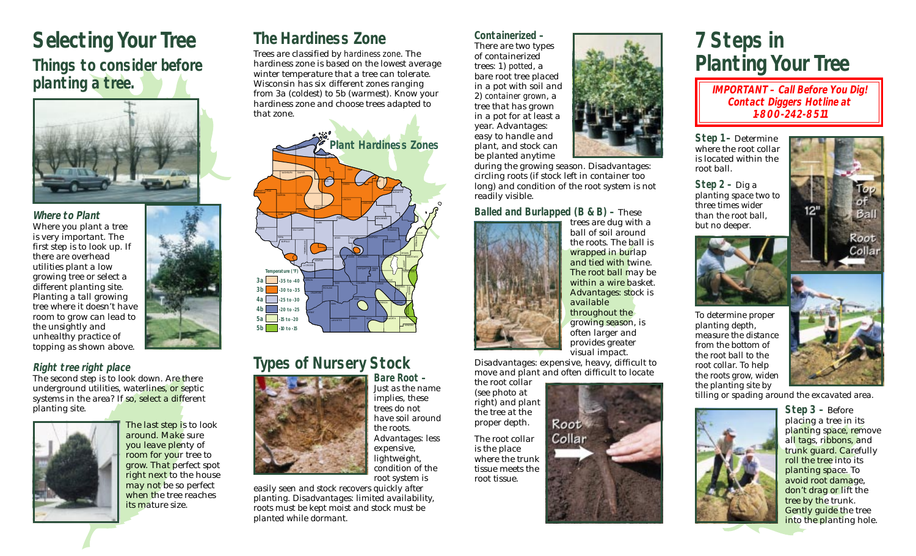# Selecting Your Tree

## Things to consider before planting a tree.

### *Where to Plant*

Where you plant a tree is very important. The first step is to look up. If there are overhead utilities plant a low growing tree or select a different planting site. Planting a tall growing tree where it doesn't have room to grow can lead to the unsightly and unhealthy practice of topping as shown above.

### *Right tree right place*

The second step is to look down. Are there underground utilities, waterlines, or septic systems in the area? If so, select a different planting site.

The last step is to look around. Make sure you leave plenty of room for your tree to grow. That perfect spot right next to the house may not be so perfect when the tree reaches its mature size.

# The Hardiness Zone

Trees are classified by *hardiness zone*. The hardiness zone is based on the lowest average winter temperature that a tree can tolerate. Wisconsin has six different zones ranging from 3a (coldest) to 5b (warmest). Know your hardiness zone and choose trees adapted to that zone.

**Plant Hardiness Zones**

Temperature (°F)

3a -35 to -40

3b -30 to -35

4a -25 to -30

4b -20 to -25

5a -15 to -20

5b -10 to -15

# Types of Nursery Stock

**Bare Root –** Just as the name implies, these trees do not have soil around the roots. Advantages: less expensive, lightweight, condition of the root system is easily seen and stock recovers quickly after planting. Disadvantages: limited availability, roots must be kept moist and stock must be planted while dormant.

**Containerized –** There are two types of containerized trees: 1) *potted*, a bare root tree placed in a pot with soil and 2) *container grown*, a tree that has grown in a pot for at least a year. Advantages: easy to handle and plant, and stock can be planted anytime during the growing season. Disadvantages: circling roots (if stock left in container too long) and condition of the root system is not readily visible.

**Balled and Burlapped (B & B) –** These trees are dug with a ball of soil around the roots. The ball is wrapped in burlap and tied with twine. The root ball may be within a wire basket. Advantages: stock is available throughout the growing season, is often larger and provides greater visual impact. Disadvantages: expensive, heavy, difficult to move and plant and often difficult to locate the root collar (see photo at right) and plant the tree at the proper depth.

The root collar is the place where the trunk tissue meets the root tissue.

Root Collar

# 7 Steps in Planting Your Tree

***IMPORTANT – Call Before You Dig! Contact Diggers Hotline at 1-800-242-8511***

**Step 1 –** Determine where the root collar is located within the root ball.

**Step 2 –** Dig a planting space two to three times wider than the root ball, but no deeper.

Top of Ball

12"

Root Collar

To determine proper planting depth, measure the distance from the bottom of the root ball to the root collar. To help the roots grow, widen the planting site by tilling or spading around the excavated area.

**Step 3 –** Before placing a tree in its planting space, remove all tags, ribbons, and trunk guard. Carefully roll the tree into its planting space. To avoid root damage, don't drag or lift the tree by the trunk. Gently guide the tree into the planting hole.